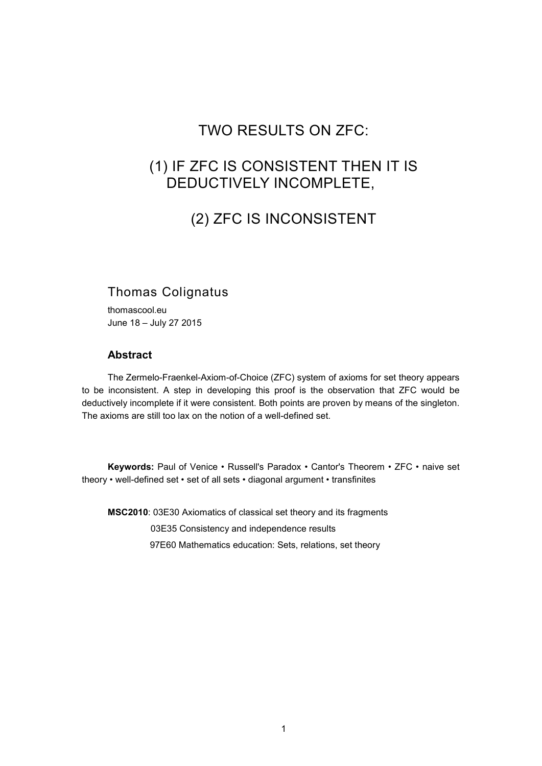# TWO RESULTS ON ZFC:

# (1) IF ZFC IS CONSISTENT THEN IT IS DEDUCTIVELY INCOMPLETE,

# (2) ZFC IS INCONSISTENT

Thomas Colignatus

thomascool.eu

June 18 – July 27 2015

### Abstract

The Zermelo-Fraenkel-Axiom-of-Choice (ZFC) system of axioms for set theory appears to be inconsistent. A step in developing this proof is the observation that ZFC would be deductively incomplete if it were consistent. Both points are proven by means of the singleton. The axioms are still too lax on the notion of a well-defined set.

**Keywords:** Paul of Venice • Russell's Paradox • Cantor's Theorem • ZFC • naive set theory • well-defined set • set of all sets • diagonal argument • transfinites

**MSC2010**: 03E30 Axiomatics of classical set theory and its fragments

03E35 Consistency and independence results

97E60 Mathematics education: Sets, relations, set theory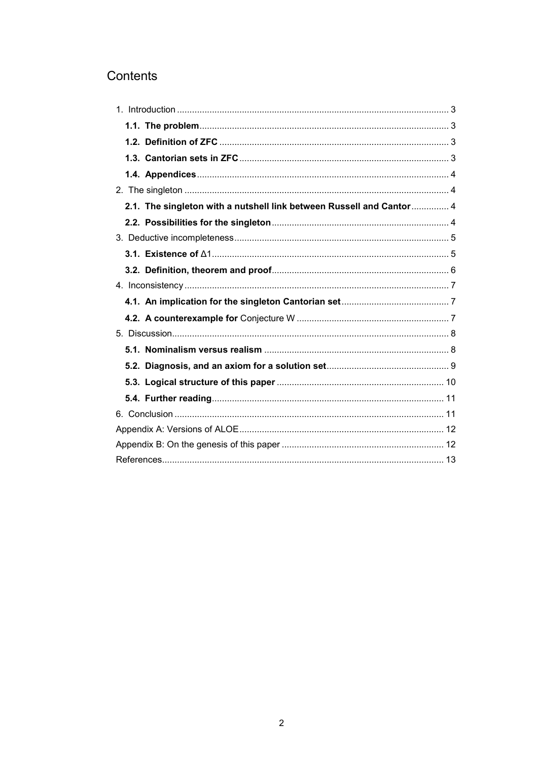# Contents

1. Introduction ........................................................................................................ 3
   - **1.1. The problem** ............................................................................................ 3
   - **1.2. Definition of ZFC** .................................................................................... 3
   - **1.3. Cantorian sets in ZFC** ............................................................................ 3
   - **1.4. Appendices** ............................................................................................ 4
2. The singleton ...................................................................................................... 4
   - **2.1. The singleton with a nutshell link between Russell and Cantor** ............... 4
   - **2.2. Possibilities for the singleton** .................................................................. 4
3. Deductive incompleteness ................................................................................... 5
   - **3.1. Existence of** Δ1 ........................................................................................ 5
   - **3.2. Definition, theorem and proof** ................................................................. 6
4. Inconsistency ...................................................................................................... 7
   - **4.1. An implication for the singleton Cantorian set** ........................................ 7
   - **4.2. A counterexample for** Conjecture W ........................................................ 7
5. Discussion ........................................................................................................... 8
   - **5.1. Nominalism versus realism** ..................................................................... 8
   - **5.2. Diagnosis, and an axiom for a solution set** ............................................. 9
   - **5.3. Logical structure of this paper** ................................................................ 10
   - **5.4. Further reading** ....................................................................................... 11
6. Conclusion .......................................................................................................... 11

Appendix A: Versions of ALOE ................................................................................. 12

Appendix B: On the genesis of this paper ................................................................ 12

References ................................................................................................................ 13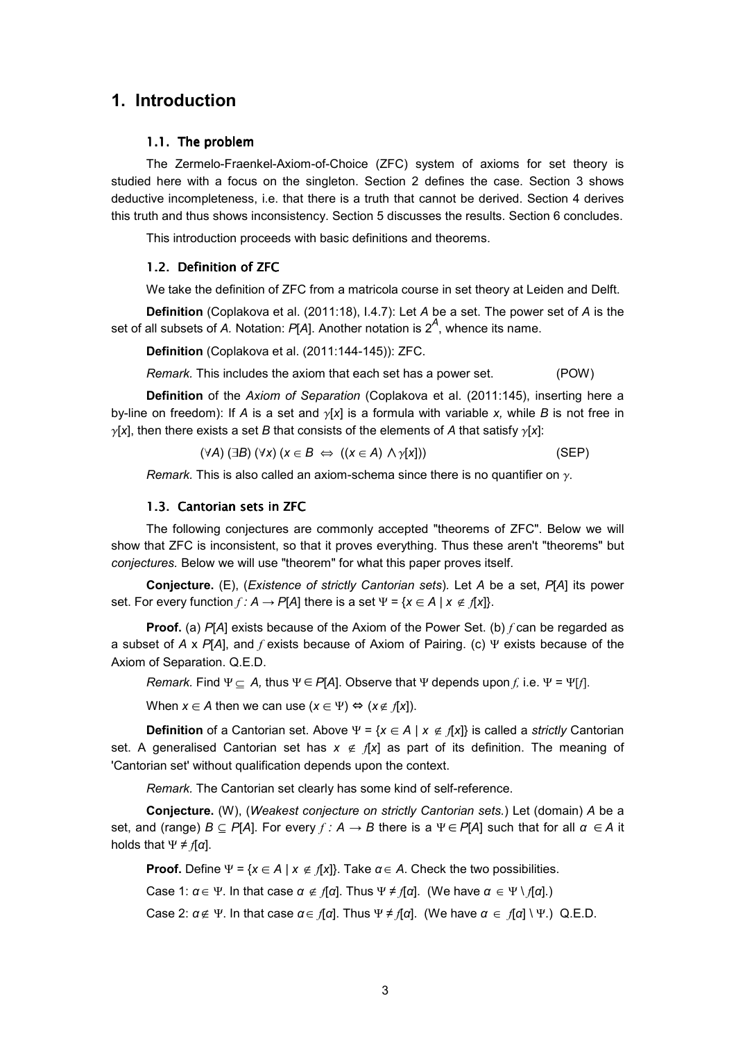# 1. Introduction

### 1.1. The problem

The Zermelo-Fraenkel-Axiom-of-Choice (ZFC) system of axioms for set theory is studied here with a focus on the singleton. Section 2 defines the case. Section 3 shows deductive incompleteness, i.e. that there is a truth that cannot be derived. Section 4 derives this truth and thus shows inconsistency. Section 5 discusses the results. Section 6 concludes.

This introduction proceeds with basic definitions and theorems.

### 1.2. Definition of ZFC

We take the definition of ZFC from a matricola course in set theory at Leiden and Delft.

**Definition** (Coplakova et al. (2011:18), I.4.7): Let *A* be a set. The power set of *A* is the set of all subsets of *A*. Notation: *P*[*A*]. Another notation is $2^A$, whence its name.

**Definition** (Coplakova et al. (2011:144-145)): ZFC.

*Remark.* This includes the axiom that each set has a power set. (POW)

**Definition** of the *Axiom of Separation* (Coplakova et al. (2011:145), inserting here a by-line on freedom): If *A* is a set and $\gamma[x]$ is a formula with variable *x,* while *B* is not free in $\gamma[x]$, then there exists a set *B* that consists of the elements of *A* that satisfy $\gamma[x]$:

$$(\forall A)\ (\exists B)\ (\forall x)\ (x \in B \iff ((x \in A) \land \gamma[x])) \qquad \text{(SEP)}$$

*Remark.* This is also called an axiom-schema since there is no quantifier on $\gamma$.

### 1.3. Cantorian sets in ZFC

The following conjectures are commonly accepted "theorems of ZFC". Below we will show that ZFC is inconsistent, so that it proves everything. Thus these aren't "theorems" but *conjectures*. Below we will use "theorem" for what this paper proves itself.

**Conjecture.** (E), (*Existence of strictly Cantorian sets*). Let *A* be a set, *P*[*A*] its power set. For every function $f : A \to P[A]$ there is a set $\Psi = \{x \in A \mid x \notin f[x]\}$.

**Proof.** (a) *P*[*A*] exists because of the Axiom of the Power Set. (b) $f$ can be regarded as a subset of *A* x *P*[*A*], and $f$ exists because of Axiom of Pairing. (c) $\Psi$ exists because of the Axiom of Separation. Q.E.D.

*Remark.* Find $\Psi \subseteq A$, thus $\Psi \in P[A]$. Observe that $\Psi$ depends upon $f$, i.e. $\Psi = \Psi[f]$.

When $x \in A$ then we can use $(x \in \Psi) \Leftrightarrow (x \notin f[x])$.

**Definition** of a Cantorian set. Above $\Psi = \{x \in A \mid x \notin f[x]\}$ is called a *strictly* Cantorian set. A generalised Cantorian set has $x \notin f[x]$ as part of its definition. The meaning of 'Cantorian set' without qualification depends upon the context.

*Remark.* The Cantorian set clearly has some kind of self-reference.

**Conjecture.** (W), (*Weakest conjecture on strictly Cantorian sets.*) Let (domain) *A* be a set, and (range) $B \subseteq P[A]$. For every $f : A \to B$ there is a $\Psi \in P[A]$ such that for all $\alpha \in A$ it holds that $\Psi \neq f[\alpha]$.

**Proof.** Define $\Psi = \{x \in A \mid x \notin f[x]\}$. Take $\alpha \in A$. Check the two possibilities.

Case 1: $\alpha \in \Psi$. In that case $\alpha \notin f[\alpha]$. Thus $\Psi \neq f[\alpha]$. (We have $\alpha \in \Psi \setminus f[\alpha]$.)

Case 2: $\alpha \notin \Psi$. In that case $\alpha \in f[\alpha]$. Thus $\Psi \neq f[\alpha]$. (We have $\alpha \in f[\alpha] \setminus \Psi$.) Q.E.D.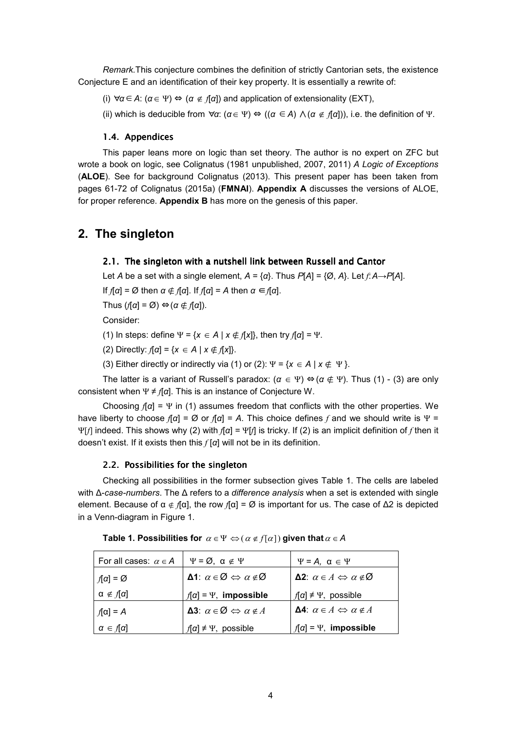*Remark.*This conjecture combines the definition of strictly Cantorian sets, the existence Conjecture E and an identification of their key property. It is essentially a rewrite of:

(i) $\forall \alpha \in A$: $(\alpha \in \Psi) \Leftrightarrow (\alpha \notin f[\alpha])$ and application of extensionality (EXT),

(ii) which is deducible from $\forall \alpha$: $(\alpha \in \Psi) \Leftrightarrow ((\alpha \in A) \wedge (\alpha \notin f[\alpha]))$, i.e. the definition of $\Psi$.

### 1.4. Appendices

This paper leans more on logic than set theory. The author is no expert on ZFC but wrote a book on logic, see Colignatus (1981 unpublished, 2007, 2011) *A Logic of Exceptions* (**ALOE**). See for background Colignatus (2013). This present paper has been taken from pages 61-72 of Colignatus (2015a) (**FMNAI**). **Appendix A** discusses the versions of ALOE, for proper reference. **Appendix B** has more on the genesis of this paper.

## 2. The singleton

### 2.1. The singleton with a nutshell link between Russell and Cantor

Let $A$ be a set with a single element, $A = \{\alpha\}$. Thus $P[A] = \{\emptyset, A\}$. Let $f: A \rightarrow P[A]$.

If $f[\alpha] = \emptyset$ then $\alpha \notin f[\alpha]$. If $f[\alpha] = A$ then $\alpha \in f[\alpha]$.

Thus $(f[\alpha] = \emptyset) \Leftrightarrow (\alpha \notin f[\alpha])$.

Consider:

(1) In steps: define $\Psi = \{x \in A \mid x \notin f[x]\}$, then try $f[\alpha] = \Psi$.

(2) Directly: $f[\alpha] = \{x \in A \mid x \notin f[x]\}$.

(3) Either directly or indirectly via (1) or (2): $\Psi = \{x \in A \mid x \notin \Psi\}$.

The latter is a variant of Russell's paradox: $(\alpha \in \Psi) \Leftrightarrow (\alpha \notin \Psi)$. Thus (1) - (3) are only consistent when $\Psi \neq f[\alpha]$. This is an instance of Conjecture W.

Choosing $f[\alpha] = \Psi$ in (1) assumes freedom that conflicts with the other properties. We have liberty to choose $f[\alpha] = \emptyset$ or $f[\alpha] = A$. This choice defines $f$ and we should write is $\Psi = \Psi[f]$ indeed. This shows why (2) with $f[\alpha] = \Psi[f]$ is tricky. If (2) is an implicit definition of $f$ then it doesn't exist. If it exists then this $f[\alpha]$ will not be in its definition.

### 2.2. Possibilities for the singleton

Checking all possibilities in the former subsection gives Table 1. The cells are labeled with Δ-*case-numbers*. The Δ refers to a *difference analysis* when a set is extended with single element. Because of $\alpha \notin f[\alpha]$, the row $f[\alpha] = \emptyset$ is important for us. The case of Δ2 is depicted in a Venn-diagram in Figure 1.

**Table 1. Possibilities for $\alpha \in \Psi \Leftrightarrow (\alpha \notin f[\alpha])$ given that $\alpha \in A$**

| For all cases: $\alpha \in A$ | $\Psi = \emptyset$, $\alpha \notin \Psi$ | $\Psi = A$, $\alpha \in \Psi$ |
|---|---|---|
| $f[\alpha] = \emptyset$ | **Δ1**: $\alpha \in \emptyset \Leftrightarrow \alpha \notin \emptyset$ | **Δ2**: $\alpha \in A \Leftrightarrow \alpha \notin \emptyset$ |
| $\alpha \notin f[\alpha]$ | $f[\alpha] = \Psi$, **impossible** | $f[\alpha] \neq \Psi$, possible |
| $f[\alpha] = A$ | **Δ3**: $\alpha \in \emptyset \Leftrightarrow \alpha \notin A$ | **Δ4**: $\alpha \in A \Leftrightarrow \alpha \notin A$ |
| $\alpha \in f[\alpha]$ | $f[\alpha] \neq \Psi$, possible | $f[\alpha] = \Psi$, **impossible** |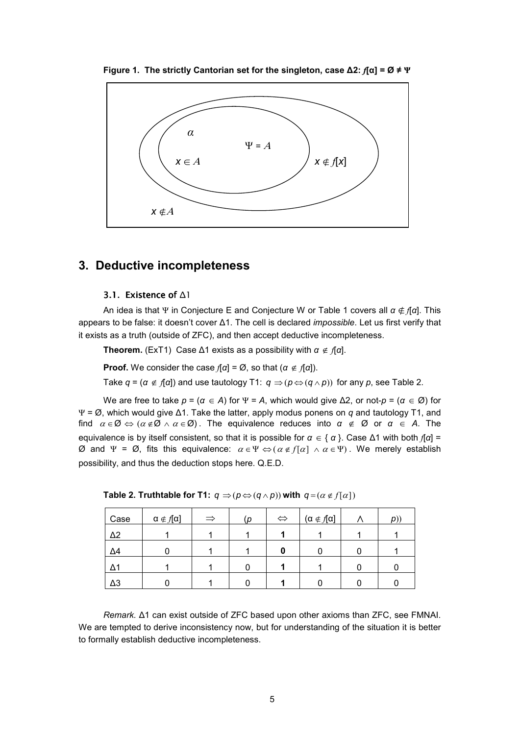**Figure 1. The strictly Cantorian set for the singleton, case Δ2: $f[\alpha] = \varnothing \neq \Psi$**

$\alpha$

$\Psi = A$

$x \in A$

$x \notin f[x]$

$x \notin A$

## 3. Deductive incompleteness

### 3.1. Existence of Δ1

An idea is that $\Psi$ in Conjecture E and Conjecture W or Table 1 covers all $\alpha \notin f[\alpha]$. This appears to be false: it doesn't cover Δ1. The cell is declared *impossible*. Let us first verify that it exists as a truth (outside of ZFC), and then accept deductive incompleteness.

**Theorem.** (ExT1) Case Δ1 exists as a possibility with $\alpha \notin f[\alpha]$.

**Proof.** We consider the case $f[\alpha] = \varnothing$, so that ($\alpha \notin f[\alpha]$).

Take $q$ = ($\alpha \notin f[\alpha]$) and use tautology T1: $q \Rightarrow (p \Leftrightarrow (q \wedge p))$ for any $p$, see Table 2.

We are free to take $p$ = ($\alpha \in A$) for $\Psi = A$, which would give Δ2, or not-$p$ = ($\alpha \in \varnothing$) for $\Psi = \varnothing$, which would give Δ1. Take the latter, apply modus ponens on $q$ and tautology T1, and find $\alpha \in \varnothing \Leftrightarrow (\alpha \notin \varnothing \wedge \alpha \in \varnothing)$. The equivalence reduces into $\alpha \notin \varnothing$ or $\alpha \in A$. The equivalence is by itself consistent, so that it is possible for $\alpha \in \{ \alpha \}$. Case Δ1 with both $f[\alpha] = \varnothing$ and $\Psi = \varnothing$, fits this equivalence: $\alpha \in \Psi \Leftrightarrow (\alpha \notin f[\alpha] \wedge \alpha \in \Psi)$. We merely establish possibility, and thus the deduction stops here. Q.E.D.

**Table 2. Truthtable for T1: $q \Rightarrow (p \Leftrightarrow (q \wedge p))$ with $q = (\alpha \notin f[\alpha])$**

| Case | $\alpha \notin f[\alpha]$ | $\Rightarrow$ | ($p$ | $\Leftrightarrow$ | ($\alpha \notin f[\alpha]$ | $\wedge$ | $p$)) |
|---|---|---|---|---|---|---|---|
| Δ2 | 1 | 1 | 1 | **1** | 1 | 1 | 1 |
| Δ4 | 0 | 1 | 1 | **0** | 0 | 0 | 1 |
| Δ1 | 1 | 1 | 0 | **1** | 1 | 0 | 0 |
| Δ3 | 0 | 1 | 0 | **1** | 0 | 0 | 0 |

*Remark.* Δ1 can exist outside of ZFC based upon other axioms than ZFC, see FMNAI. We are tempted to derive inconsistency now, but for understanding of the situation it is better to formally establish deductive incompleteness.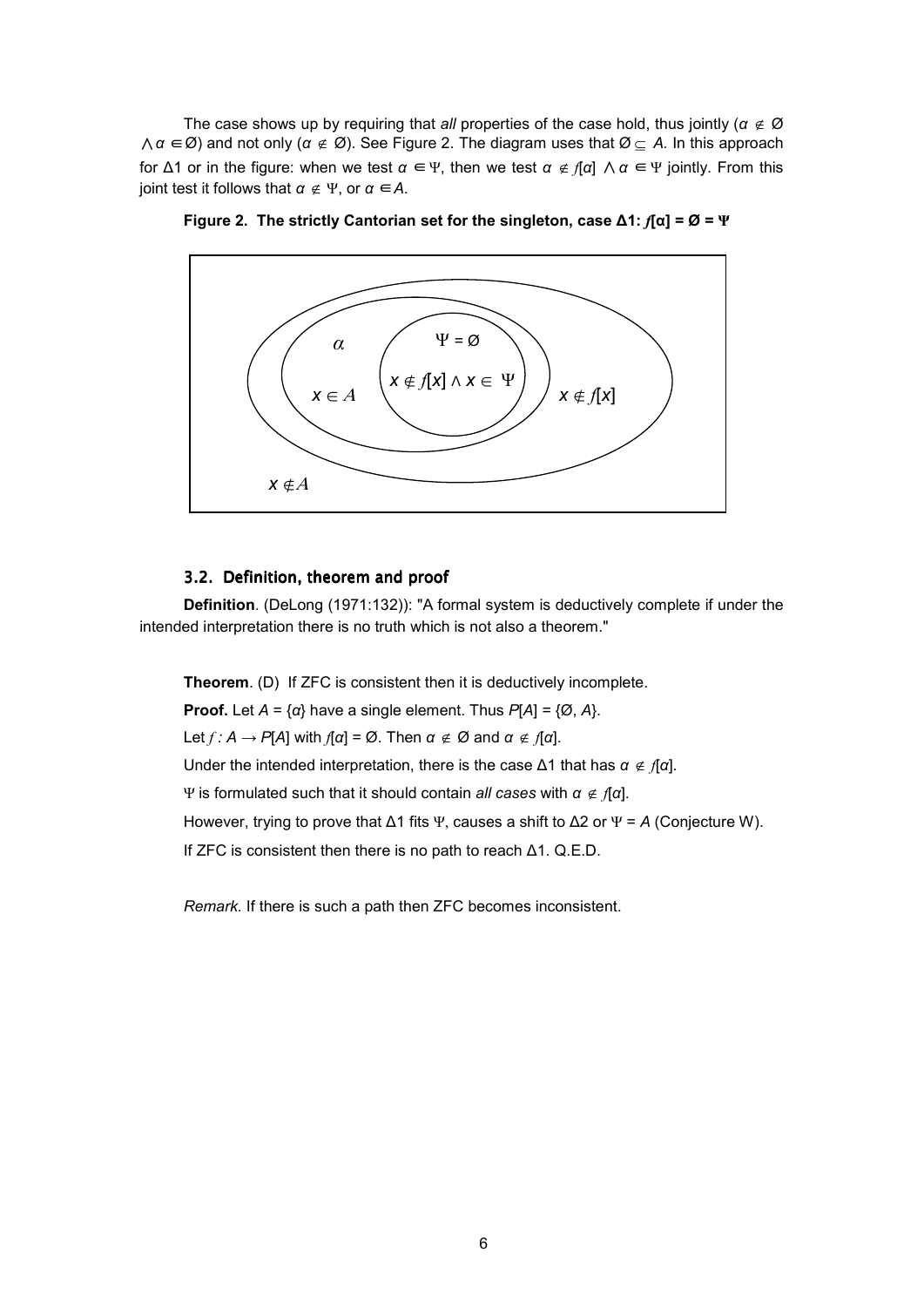The case shows up by requiring that *all* properties of the case hold, thus jointly ($\alpha \notin Ø \wedge \alpha \in Ø$) and not only ($\alpha \notin Ø$). See Figure 2. The diagram uses that $Ø \subseteq A$. In this approach for Δ1 or in the figure: when we test $\alpha \in \Psi$, then we test $\alpha \notin f[\alpha] \wedge \alpha \in \Psi$ jointly. From this joint test it follows that $\alpha \notin \Psi$, or $\alpha \in A$.

**Figure 2. The strictly Cantorian set for the singleton, case Δ1: $f[\alpha] = Ø = \Psi$**

$\alpha$ $\quad$ $\Psi = Ø$

$x \in A$ $\quad$ $x \notin f[x] \wedge x \in \Psi$ $\quad$ $x \notin f[x]$

$x \notin A$

## 3.2. Definition, theorem and proof

**Definition**. (DeLong (1971:132)): "A formal system is deductively complete if under the intended interpretation there is no truth which is not also a theorem."

**Theorem**. (D) If ZFC is consistent then it is deductively incomplete.

**Proof.** Let $A = \{\alpha\}$ have a single element. Thus $P[A] = \{Ø, A\}$.

Let $f : A \rightarrow P[A]$ with $f[\alpha] = Ø$. Then $\alpha \notin Ø$ and $\alpha \notin f[\alpha]$.

Under the intended interpretation, there is the case Δ1 that has $\alpha \notin f[\alpha]$.

$\Psi$ is formulated such that it should contain *all cases* with $\alpha \notin f[\alpha]$.

However, trying to prove that Δ1 fits $\Psi$, causes a shift to Δ2 or $\Psi = A$ (Conjecture W).

If ZFC is consistent then there is no path to reach Δ1. Q.E.D.

*Remark.* If there is such a path then ZFC becomes inconsistent.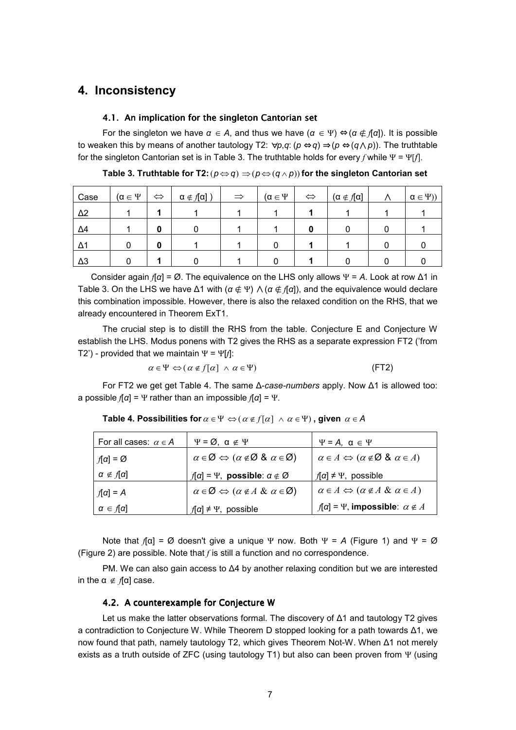# 4. Inconsistency

### 4.1. An implication for the singleton Cantorian set

For the singleton we have $\alpha \in A$, and thus we have $(\alpha \in \Psi) \Leftrightarrow (\alpha \notin f[\alpha])$. It is possible to weaken this by means of another tautology T2: $\forall p,q$: $(p \Leftrightarrow q) \Rightarrow (p \Leftrightarrow (q \wedge p))$. The truthtable for the singleton Cantorian set is in Table 3. The truthtable holds for every $f$ while $\Psi = \Psi[f]$.

**Table 3. Truthtable for T2:** $(p \Leftrightarrow q) \Rightarrow (p \Leftrightarrow (q \wedge p))$ **for the singleton Cantorian set**

| Case | $(\alpha \in \Psi$ | $\Leftrightarrow$ | $\alpha \notin f[\alpha]$ ) | $\Rightarrow$ | $(\alpha \in \Psi$ | $\Leftrightarrow$ | $(\alpha \notin f[\alpha]$ | $\wedge$ | $\alpha \in \Psi))$ |
|---|---|---|---|---|---|---|---|---|---|
| Δ2 | 1 | **1** | 1 | 1 | 1 | **1** | 1 | 1 | 1 |
| Δ4 | 1 | **0** | 0 | 1 | 1 | **0** | 0 | 0 | 1 |
| Δ1 | 0 | **0** | 1 | 1 | 0 | **1** | 1 | 0 | 0 |
| Δ3 | 0 | **1** | 0 | 1 | 0 | **1** | 0 | 0 | 0 |

Consider again $f[\alpha] = \varnothing$. The equivalence on the LHS only allows $\Psi = A$. Look at row Δ1 in Table 3. On the LHS we have Δ1 with $(\alpha \notin \Psi) \wedge (\alpha \notin f[\alpha])$, and the equivalence would declare this combination impossible. However, there is also the relaxed condition on the RHS, that we already encountered in Theorem ExT1.

The crucial step is to distill the RHS from the table. Conjecture E and Conjecture W establish the LHS. Modus ponens with T2 gives the RHS as a separate expression FT2 ('from T2') - provided that we maintain $\Psi = \Psi[f]$:

$$\alpha \in \Psi \Leftrightarrow (\alpha \notin f[\alpha] \wedge \alpha \in \Psi) \qquad \text{(FT2)}$$

For FT2 we get get Table 4. The same Δ-*case-numbers* apply. Now Δ1 is allowed too: a possible $f[\alpha] = \Psi$ rather than an impossible $f[\alpha] = \Psi$.

**Table 4. Possibilities for** $\alpha \in \Psi \Leftrightarrow (\alpha \notin f[\alpha] \wedge \alpha \in \Psi)$ **, given** $\alpha \in A$

| For all cases: $\alpha \in A$ | $\Psi = \varnothing$, $\alpha \notin \Psi$ | $\Psi = A$, $\alpha \in \Psi$ |
|---|---|---|
| $f[\alpha] = \varnothing$ | $\alpha \in \varnothing \Leftrightarrow (\alpha \notin \varnothing \;\&\; \alpha \in \varnothing)$ | $\alpha \in A \Leftrightarrow (\alpha \notin \varnothing \;\&\; \alpha \in A)$ |
| $\alpha \notin f[\alpha]$ | $f[\alpha] = \Psi$, **possible**: $\alpha \notin \varnothing$ | $f[\alpha] \neq \Psi$, possible |
| $f[\alpha] = A$ | $\alpha \in \varnothing \Leftrightarrow (\alpha \notin A \;\&\; \alpha \in \varnothing)$ | $\alpha \in A \Leftrightarrow (\alpha \notin A \;\&\; \alpha \in A)$ |
| $\alpha \in f[\alpha]$ | $f[\alpha] \neq \Psi$, possible | $f[\alpha] = \Psi$, **impossible**: $\alpha \notin A$ |

Note that $f[\alpha] = \varnothing$ doesn't give a unique $\Psi$ now. Both $\Psi = A$ (Figure 1) and $\Psi = \varnothing$ (Figure 2) are possible. Note that $f$ is still a function and no correspondence.

PM. We can also gain access to Δ4 by another relaxing condition but we are interested in the $\alpha \notin f[\alpha]$ case.

### 4.2. A counterexample for Conjecture W

Let us make the latter observations formal. The discovery of Δ1 and tautology T2 gives a contradiction to Conjecture W. While Theorem D stopped looking for a path towards Δ1, we now found that path, namely tautology T2, which gives Theorem Not-W. When Δ1 not merely exists as a truth outside of ZFC (using tautology T1) but also can been proven from $\Psi$ (using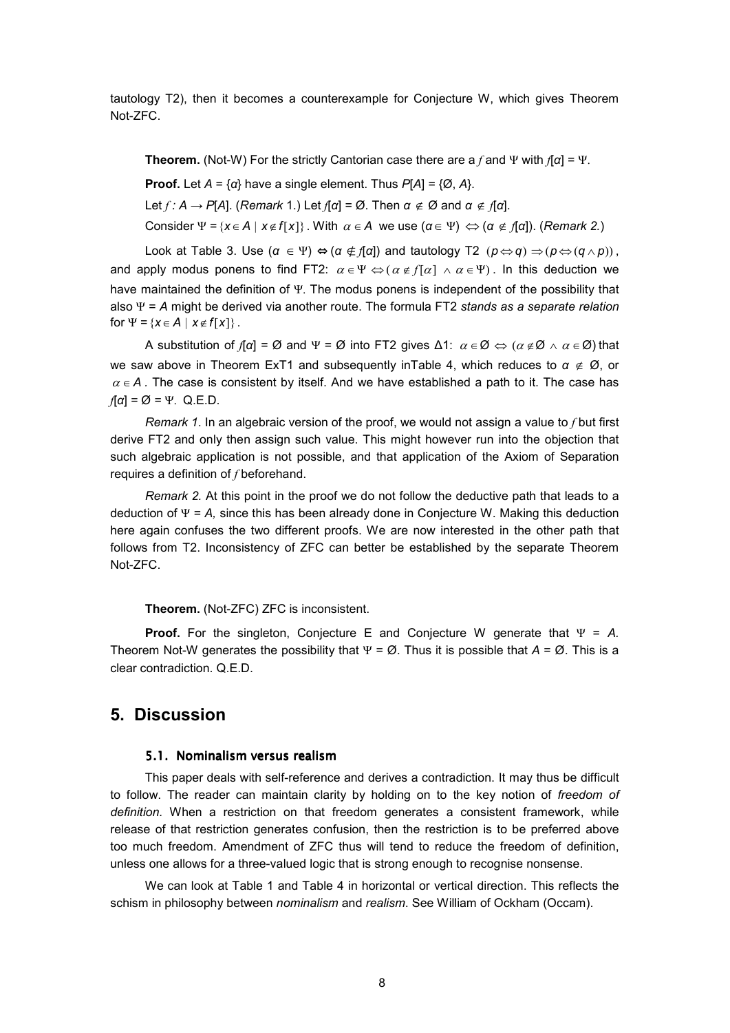tautology T2), then it becomes a counterexample for Conjecture W, which gives Theorem Not-ZFC.

**Theorem.** (Not-W) For the strictly Cantorian case there are a $f$ and $\Psi$ with $f[\alpha] = \Psi$.

**Proof.** Let $A = \{\alpha\}$ have a single element. Thus $P[A] = \{\varnothing, A\}$.

Let $f : A \to P[A]$. (*Remark* 1.) Let $f[\alpha] = \varnothing$. Then $\alpha \notin \varnothing$ and $\alpha \notin f[\alpha]$.

Consider $\Psi = \{x \in A \mid x \notin f[x]\}$. With $\alpha \in A$ we use $(\alpha \in \Psi) \Leftrightarrow (\alpha \notin f[\alpha])$. (*Remark 2.*)

Look at Table 3. Use $(\alpha \in \Psi) \Leftrightarrow (\alpha \notin f[\alpha])$ and tautology T2 $(p \Leftrightarrow q) \Rightarrow (p \Leftrightarrow (q \wedge p))$, and apply modus ponens to find FT2: $\alpha \in \Psi \Leftrightarrow (\alpha \notin f[\alpha] \wedge \alpha \in \Psi)$. In this deduction we have maintained the definition of $\Psi$. The modus ponens is independent of the possibility that also $\Psi = A$ might be derived via another route. The formula FT2 *stands as a separate relation* for $\Psi = \{x \in A \mid x \notin f[x]\}$.

A substitution of $f[\alpha] = \varnothing$ and $\Psi = \varnothing$ into FT2 gives Δ1: $\alpha \in \varnothing \Leftrightarrow (\alpha \notin \varnothing \wedge \alpha \in \varnothing)$ that we saw above in Theorem ExT1 and subsequently inTable 4, which reduces to $\alpha \notin \varnothing$, or $\alpha \in A$. The case is consistent by itself. And we have established a path to it. The case has $f[\alpha] = \varnothing = \Psi$. Q.E.D.

*Remark 1*. In an algebraic version of the proof, we would not assign a value to $f$ but first derive FT2 and only then assign such value. This might however run into the objection that such algebraic application is not possible, and that application of the Axiom of Separation requires a definition of $f$ beforehand.

*Remark 2.* At this point in the proof we do not follow the deductive path that leads to a deduction of $\Psi = A$, since this has been already done in Conjecture W. Making this deduction here again confuses the two different proofs. We are now interested in the other path that follows from T2. Inconsistency of ZFC can better be established by the separate Theorem Not-ZFC.

**Theorem.** (Not-ZFC) ZFC is inconsistent.

**Proof.** For the singleton, Conjecture E and Conjecture W generate that $\Psi = A$. Theorem Not-W generates the possibility that $\Psi = \varnothing$. Thus it is possible that $A = \varnothing$. This is a clear contradiction. Q.E.D.

# 5. Discussion

### 5.1. Nominalism versus realism

This paper deals with self-reference and derives a contradiction. It may thus be difficult to follow. The reader can maintain clarity by holding on to the key notion of *freedom of definition.* When a restriction on that freedom generates a consistent framework, while release of that restriction generates confusion, then the restriction is to be preferred above too much freedom. Amendment of ZFC thus will tend to reduce the freedom of definition, unless one allows for a three-valued logic that is strong enough to recognise nonsense.

We can look at Table 1 and Table 4 in horizontal or vertical direction. This reflects the schism in philosophy between *nominalism* and *realism*. See William of Ockham (Occam).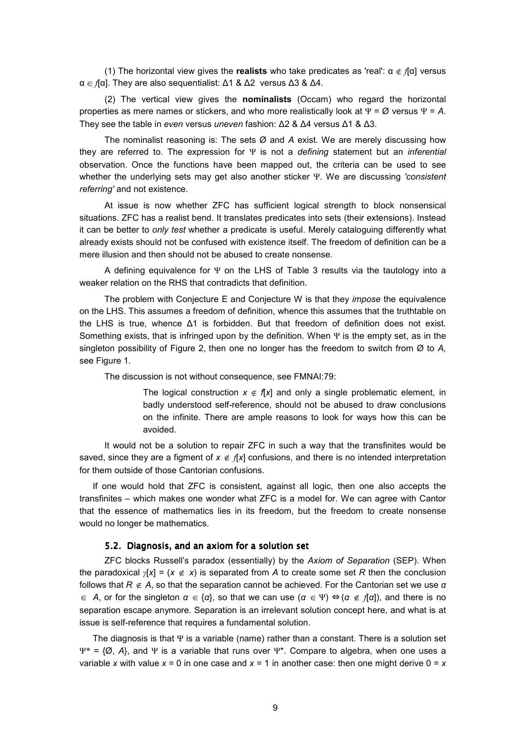(1) The horizontal view gives the **realists** who take predicates as 'real': $\alpha \notin f[\alpha]$ versus $\alpha \in f[\alpha]$. They are also sequentialist: Δ1 & Δ2 versus Δ3 & Δ4.

(2) The vertical view gives the **nominalists** (Occam) who regard the horizontal properties as mere names or stickers, and who more realistically look at $\Psi = \varnothing$ versus $\Psi = A$. They see the table in *even* versus *uneven* fashion: Δ2 & Δ4 versus Δ1 & Δ3.

The nominalist reasoning is: The sets Ø and *A* exist. We are merely discussing how they are referred to. The expression for $\Psi$ is not a *defining* statement but an *inferential* observation. Once the functions have been mapped out, the criteria can be used to see whether the underlying sets may get also another sticker $\Psi$. We are discussing *'consistent referring'* and not existence.

At issue is now whether ZFC has sufficient logical strength to block nonsensical situations. ZFC has a realist bend. It translates predicates into sets (their extensions). Instead it can be better to *only test* whether a predicate is useful. Merely cataloguing differently what already exists should not be confused with existence itself. The freedom of definition can be a mere illusion and then should not be abused to create nonsense.

A defining equivalence for $\Psi$ on the LHS of Table 3 results via the tautology into a weaker relation on the RHS that contradicts that definition.

The problem with Conjecture E and Conjecture W is that they *impose* the equivalence on the LHS. This assumes a freedom of definition, whence this assumes that the truthtable on the LHS is true, whence Δ1 is forbidden. But that freedom of definition does not exist. Something exists, that is infringed upon by the definition. When $\Psi$ is the empty set, as in the singleton possibility of Figure 2, then one no longer has the freedom to switch from Ø to *A,* see Figure 1.

The discussion is not without consequence, see FMNAI:79:

> The logical construction $x \notin f[x]$ and only a single problematic element, in badly understood self-reference, should not be abused to draw conclusions on the infinite. There are ample reasons to look for ways how this can be avoided.

It would not be a solution to repair ZFC in such a way that the transfinites would be saved, since they are a figment of $x \notin f[x]$ confusions, and there is no intended interpretation for them outside of those Cantorian confusions.

If one would hold that ZFC is consistent, against all logic, then one also accepts the transfinites – which makes one wonder what ZFC is a model for. We can agree with Cantor that the essence of mathematics lies in its freedom, but the freedom to create nonsense would no longer be mathematics.

### 5.2. Diagnosis, and an axiom for a solution set

ZFC blocks Russell's paradox (essentially) by the *Axiom of Separation* (SEP). When the paradoxical $\gamma[x] = (x \notin x)$ is separated from *A* to create some set *R* then the conclusion follows that $R \notin A$, so that the separation cannot be achieved. For the Cantorian set we use $\alpha \in A$, or for the singleton $\alpha \in \{\alpha\}$, so that we can use $(\alpha \in \Psi) \Leftrightarrow (\alpha \notin f[\alpha])$, and there is no separation escape anymore. Separation is an irrelevant solution concept here, and what is at issue is self-reference that requires a fundamental solution.

The diagnosis is that $\Psi$ is a variable (name) rather than a constant. There is a solution set $\Psi^* = \{\varnothing, A\}$, and $\Psi$ is a variable that runs over $\Psi^*$. Compare to algebra, when one uses a variable $x$ with value $x = 0$ in one case and $x = 1$ in another case: then one might derive $0 = x$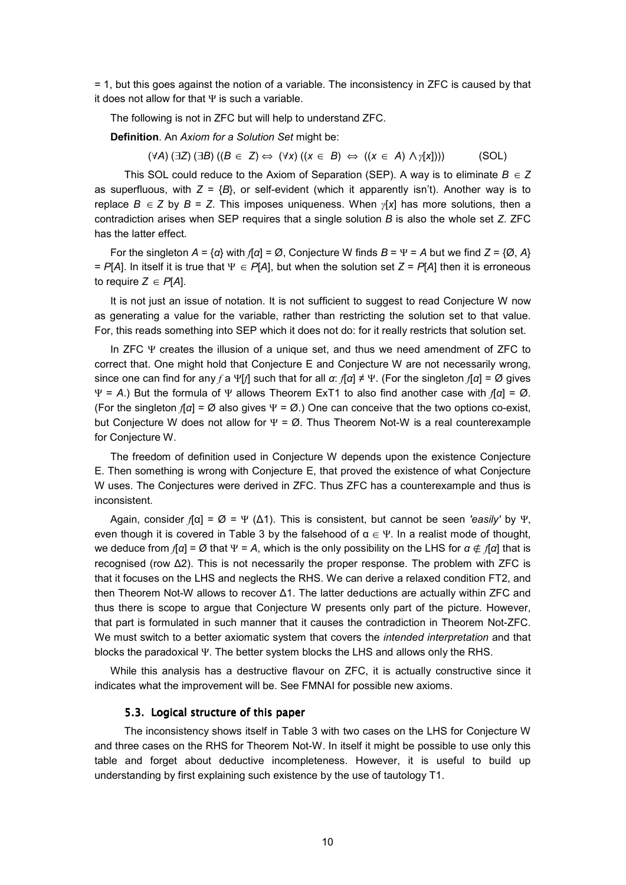= 1, but this goes against the notion of a variable. The inconsistency in ZFC is caused by that it does not allow for that $\Psi$ is such a variable.

The following is not in ZFC but will help to understand ZFC.

**Definition**. An *Axiom for a Solution Set* might be:

$$(\forall A)\ (\exists Z)\ (\exists B)\ ((B \in Z) \Leftrightarrow (\forall x)\ ((x \in B) \Leftrightarrow ((x \in A) \wedge \gamma[x]))) \qquad \text{(SOL)}$$

This SOL could reduce to the Axiom of Separation (SEP). A way is to eliminate $B \in Z$ as superfluous, with $Z = \{B\}$, or self-evident (which it apparently isn't). Another way is to replace $B \in Z$ by $B = Z$. This imposes uniqueness. When $\gamma[x]$ has more solutions, then a contradiction arises when SEP requires that a single solution $B$ is also the whole set $Z$. ZFC has the latter effect.

For the singleton $A = \{\alpha\}$ with $f[\alpha] = \varnothing$, Conjecture W finds $B = \Psi = A$ but we find $Z = \{\varnothing, A\} = P[A]$. In itself it is true that $\Psi \in P[A]$, but when the solution set $Z = P[A]$ then it is erroneous to require $Z \in P[A]$.

It is not just an issue of notation. It is not sufficient to suggest to read Conjecture W now as generating a value for the variable, rather than restricting the solution set to that value. For, this reads something into SEP which it does not do: for it really restricts that solution set.

In ZFC $\Psi$ creates the illusion of a unique set, and thus we need amendment of ZFC to correct that. One might hold that Conjecture E and Conjecture W are not necessarily wrong, since one can find for any $f$ a $\Psi[f]$ such that for all $\alpha$: $f[\alpha] \neq \Psi$. (For the singleton $f[\alpha] = \varnothing$ gives $\Psi = A$.) But the formula of $\Psi$ allows Theorem ExT1 to also find another case with $f[\alpha] = \varnothing$. (For the singleton $f[\alpha] = \varnothing$ also gives $\Psi = \varnothing$.) One can conceive that the two options co-exist, but Conjecture W does not allow for $\Psi = \varnothing$. Thus Theorem Not-W is a real counterexample for Conjecture W.

The freedom of definition used in Conjecture W depends upon the existence Conjecture E. Then something is wrong with Conjecture E, that proved the existence of what Conjecture W uses. The Conjectures were derived in ZFC. Thus ZFC has a counterexample and thus is inconsistent.

Again, consider $f[\alpha] = \varnothing = \Psi$ ($\Delta 1$). This is consistent, but cannot be seen *'easily'* by $\Psi$, even though it is covered in Table 3 by the falsehood of $\alpha \in \Psi$. In a realist mode of thought, we deduce from $f[\alpha] = \varnothing$ that $\Psi = A$, which is the only possibility on the LHS for $\alpha \notin f[\alpha]$ that is recognised (row $\Delta 2$). This is not necessarily the proper response. The problem with ZFC is that it focuses on the LHS and neglects the RHS. We can derive a relaxed condition FT2, and then Theorem Not-W allows to recover $\Delta 1$. The latter deductions are actually within ZFC and thus there is scope to argue that Conjecture W presents only part of the picture. However, that part is formulated in such manner that it causes the contradiction in Theorem Not-ZFC. We must switch to a better axiomatic system that covers the *intended interpretation* and that blocks the paradoxical $\Psi$. The better system blocks the LHS and allows only the RHS.

While this analysis has a destructive flavour on ZFC, it is actually constructive since it indicates what the improvement will be. See FMNAI for possible new axioms.

### 5.3. Logical structure of this paper

The inconsistency shows itself in Table 3 with two cases on the LHS for Conjecture W and three cases on the RHS for Theorem Not-W. In itself it might be possible to use only this table and forget about deductive incompleteness. However, it is useful to build up understanding by first explaining such existence by the use of tautology T1.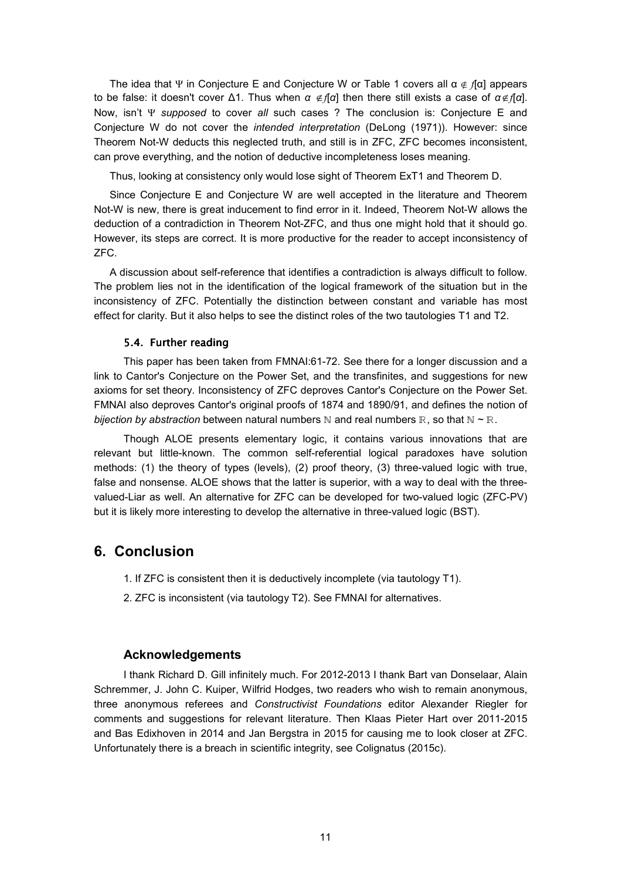The idea that $\Psi$ in Conjecture E and Conjecture W or Table 1 covers all $\alpha \notin f[\alpha]$ appears to be false: it doesn't cover Δ1. Thus when $\alpha \notin f[\alpha]$ then there still exists a case of $\alpha \notin f[\alpha]$. Now, isn't $\Psi$ *supposed* to cover *all* such cases ? The conclusion is: Conjecture E and Conjecture W do not cover the *intended interpretation* (DeLong (1971)). However: since Theorem Not-W deducts this neglected truth, and still is in ZFC, ZFC becomes inconsistent, can prove everything, and the notion of deductive incompleteness loses meaning.

Thus, looking at consistency only would lose sight of Theorem ExT1 and Theorem D.

Since Conjecture E and Conjecture W are well accepted in the literature and Theorem Not-W is new, there is great inducement to find error in it. Indeed, Theorem Not-W allows the deduction of a contradiction in Theorem Not-ZFC, and thus one might hold that it should go. However, its steps are correct. It is more productive for the reader to accept inconsistency of ZFC.

A discussion about self-reference that identifies a contradiction is always difficult to follow. The problem lies not in the identification of the logical framework of the situation but in the inconsistency of ZFC. Potentially the distinction between constant and variable has most effect for clarity. But it also helps to see the distinct roles of the two tautologies T1 and T2.

### 5.4. Further reading

This paper has been taken from FMNAI:61-72. See there for a longer discussion and a link to Cantor's Conjecture on the Power Set, and the transfinites, and suggestions for new axioms for set theory. Inconsistency of ZFC deproves Cantor's Conjecture on the Power Set. FMNAI also deproves Cantor's original proofs of 1874 and 1890/91, and defines the notion of *bijection by abstraction* between natural numbers $\mathbb{N}$ and real numbers $\mathbb{R}$, so that $\mathbb{N} \sim \mathbb{R}$.

Though ALOE presents elementary logic, it contains various innovations that are relevant but little-known. The common self-referential logical paradoxes have solution methods: (1) the theory of types (levels), (2) proof theory, (3) three-valued logic with true, false and nonsense. ALOE shows that the latter is superior, with a way to deal with the three-valued-Liar as well. An alternative for ZFC can be developed for two-valued logic (ZFC-PV) but it is likely more interesting to develop the alternative in three-valued logic (BST).

## 6. Conclusion

1. If ZFC is consistent then it is deductively incomplete (via tautology T1).

2. ZFC is inconsistent (via tautology T2). See FMNAI for alternatives.

### Acknowledgements

I thank Richard D. Gill infinitely much. For 2012-2013 I thank Bart van Donselaar, Alain Schremmer, J. John C. Kuiper, Wilfrid Hodges, two readers who wish to remain anonymous, three anonymous referees and *Constructivist Foundations* editor Alexander Riegler for comments and suggestions for relevant literature. Then Klaas Pieter Hart over 2011-2015 and Bas Edixhoven in 2014 and Jan Bergstra in 2015 for causing me to look closer at ZFC. Unfortunately there is a breach in scientific integrity, see Colignatus (2015c).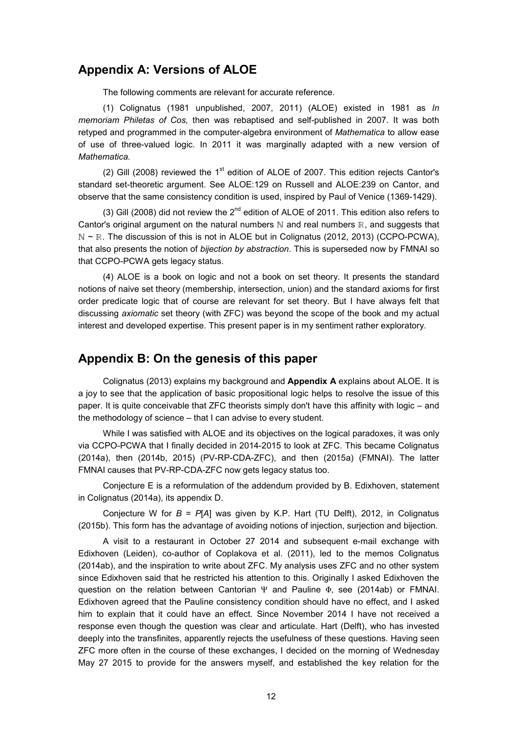## Appendix A: Versions of ALOE

The following comments are relevant for accurate reference.

(1) Colignatus (1981 unpublished, 2007, 2011) (ALOE) existed in 1981 as *In memoriam Philetas of Cos,* then was rebaptised and self-published in 2007. It was both retyped and programmed in the computer-algebra environment of *Mathematica* to allow ease of use of three-valued logic. In 2011 it was marginally adapted with a new version of *Mathematica.*

(2) Gill (2008) reviewed the 1st edition of ALOE of 2007. This edition rejects Cantor's standard set-theoretic argument. See ALOE:129 on Russell and ALOE:239 on Cantor, and observe that the same consistency condition is used, inspired by Paul of Venice (1369-1429).

(3) Gill (2008) did not review the 2nd edition of ALOE of 2011. This edition also refers to Cantor's original argument on the natural numbers $\mathbb{N}$ and real numbers $\mathbb{R}$, and suggests that $\mathbb{N} \sim \mathbb{R}$. The discussion of this is not in ALOE but in Colignatus (2012, 2013) (CCPO-PCWA), that also presents the notion of *bijection by abstraction*. This is superseded now by FMNAI so that CCPO-PCWA gets legacy status.

(4) ALOE is a book on logic and not a book on set theory. It presents the standard notions of naive set theory (membership, intersection, union) and the standard axioms for first order predicate logic that of course are relevant for set theory. But I have always felt that discussing *axiomatic* set theory (with ZFC) was beyond the scope of the book and my actual interest and developed expertise. This present paper is in my sentiment rather exploratory.

## Appendix B: On the genesis of this paper

Colignatus (2013) explains my background and **Appendix A** explains about ALOE. It is a joy to see that the application of basic propositional logic helps to resolve the issue of this paper. It is quite conceivable that ZFC theorists simply don't have this affinity with logic – and the methodology of science – that I can advise to every student.

While I was satisfied with ALOE and its objectives on the logical paradoxes, it was only via CCPO-PCWA that I finally decided in 2014-2015 to look at ZFC. This became Colignatus (2014a), then (2014b, 2015) (PV-RP-CDA-ZFC), and then (2015a) (FMNAI). The latter FMNAI causes that PV-RP-CDA-ZFC now gets legacy status too.

Conjecture E is a reformulation of the addendum provided by B. Edixhoven, statement in Colignatus (2014a), its appendix D.

Conjecture W for $B = P[A]$ was given by K.P. Hart (TU Delft), 2012, in Colignatus (2015b). This form has the advantage of avoiding notions of injection, surjection and bijection.

A visit to a restaurant in October 27 2014 and subsequent e-mail exchange with Edixhoven (Leiden), co-author of Coplakova et al. (2011), led to the memos Colignatus (2014ab), and the inspiration to write about ZFC. My analysis uses ZFC and no other system since Edixhoven said that he restricted his attention to this. Originally I asked Edixhoven the question on the relation between Cantorian $\Psi$ and Pauline $\Phi$, see (2014ab) or FMNAI. Edixhoven agreed that the Pauline consistency condition should have no effect, and I asked him to explain that it could have an effect. Since November 2014 I have not received a response even though the question was clear and articulate. Hart (Delft), who has invested deeply into the transfinites, apparently rejects the usefulness of these questions. Having seen ZFC more often in the course of these exchanges, I decided on the morning of Wednesday May 27 2015 to provide for the answers myself, and established the key relation for the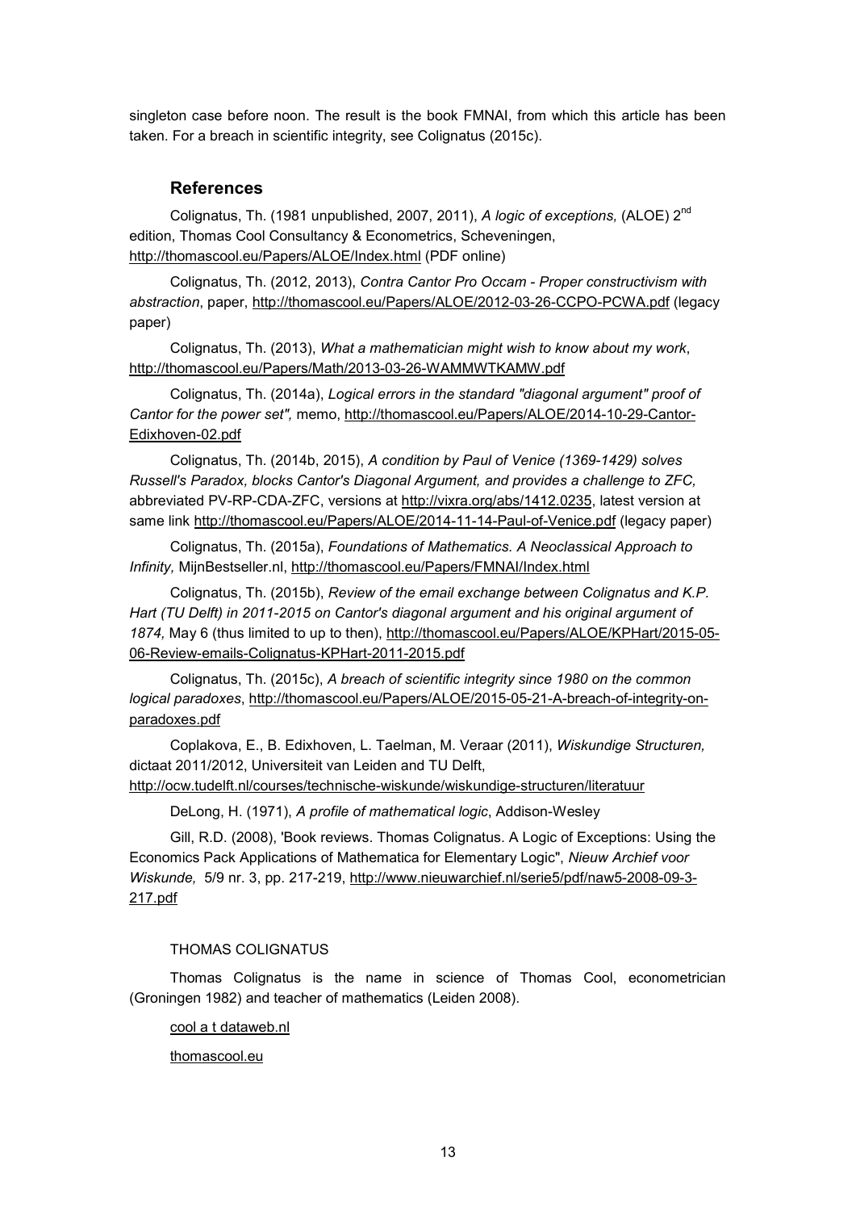singleton case before noon. The result is the book FMNAI, from which this article has been taken. For a breach in scientific integrity, see Colignatus (2015c).

## References

Colignatus, Th. (1981 unpublished, 2007, 2011), *A logic of exceptions,* (ALOE) 2nd edition, Thomas Cool Consultancy & Econometrics, Scheveningen, http://thomascool.eu/Papers/ALOE/Index.html (PDF online)

Colignatus, Th. (2012, 2013), *Contra Cantor Pro Occam - Proper constructivism with abstraction*, paper, http://thomascool.eu/Papers/ALOE/2012-03-26-CCPO-PCWA.pdf (legacy paper)

Colignatus, Th. (2013), *What a mathematician might wish to know about my work*, http://thomascool.eu/Papers/Math/2013-03-26-WAMMWTKAMW.pdf

Colignatus, Th. (2014a), *Logical errors in the standard "diagonal argument" proof of Cantor for the power set",* memo, http://thomascool.eu/Papers/ALOE/2014-10-29-Cantor-Edixhoven-02.pdf

Colignatus, Th. (2014b, 2015), *A condition by Paul of Venice (1369-1429) solves Russell's Paradox, blocks Cantor's Diagonal Argument, and provides a challenge to ZFC,* abbreviated PV-RP-CDA-ZFC, versions at http://vixra.org/abs/1412.0235, latest version at same link http://thomascool.eu/Papers/ALOE/2014-11-14-Paul-of-Venice.pdf (legacy paper)

Colignatus, Th. (2015a), *Foundations of Mathematics. A Neoclassical Approach to Infinity,* MijnBestseller.nl, http://thomascool.eu/Papers/FMNAI/Index.html

Colignatus, Th. (2015b), *Review of the email exchange between Colignatus and K.P. Hart (TU Delft) in 2011-2015 on Cantor's diagonal argument and his original argument of 1874,* May 6 (thus limited to up to then), http://thomascool.eu/Papers/ALOE/KPHart/2015-05-06-Review-emails-Colignatus-KPHart-2011-2015.pdf

Colignatus, Th. (2015c), *A breach of scientific integrity since 1980 on the common logical paradoxes*, http://thomascool.eu/Papers/ALOE/2015-05-21-A-breach-of-integrity-on-paradoxes.pdf

Coplakova, E., B. Edixhoven, L. Taelman, M. Veraar (2011), *Wiskundige Structuren,* dictaat 2011/2012, Universiteit van Leiden and TU Delft, http://ocw.tudelft.nl/courses/technische-wiskunde/wiskundige-structuren/literatuur

DeLong, H. (1971), *A profile of mathematical logic*, Addison-Wesley

Gill, R.D. (2008), 'Book reviews. Thomas Colignatus. A Logic of Exceptions: Using the Economics Pack Applications of Mathematica for Elementary Logic", *Nieuw Archief voor Wiskunde,* 5/9 nr. 3, pp. 217-219, http://www.nieuwarchief.nl/serie5/pdf/naw5-2008-09-3-217.pdf

THOMAS COLIGNATUS

Thomas Colignatus is the name in science of Thomas Cool, econometrician (Groningen 1982) and teacher of mathematics (Leiden 2008).

cool a t dataweb.nl

thomascool.eu